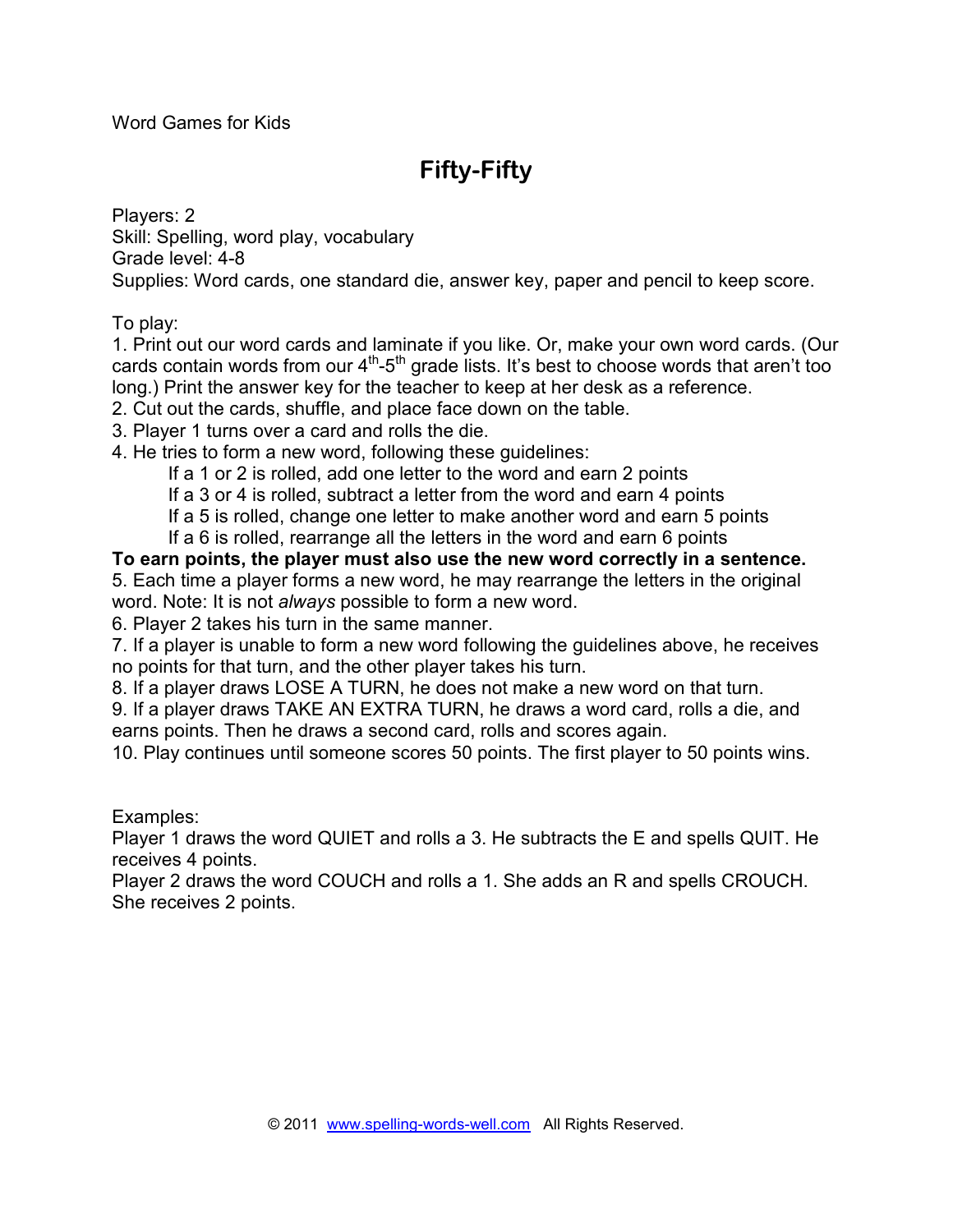Word Games for Kids

# Fifty-Fifty

Players: 2
Skill: Spelling, word play, vocabulary
Grade level: 4-8
Supplies: Word cards, one standard die, answer key, paper and pencil to keep score.

To play:

1. Print out our word cards and laminate if you like. Or, make your own word cards. (Our cards contain words from our 4th-5th grade lists. It's best to choose words that aren't too long.) Print the answer key for the teacher to keep at her desk as a reference.
2. Cut out the cards, shuffle, and place face down on the table.
3. Player 1 turns over a card and rolls the die.
4. He tries to form a new word, following these guidelines:
   - If a 1 or 2 is rolled, add one letter to the word and earn 2 points
   - If a 3 or 4 is rolled, subtract a letter from the word and earn 4 points
   - If a 5 is rolled, change one letter to make another word and earn 5 points
   - If a 6 is rolled, rearrange all the letters in the word and earn 6 points

**To earn points, the player must also use the new word correctly in a sentence.**

5. Each time a player forms a new word, he may rearrange the letters in the original word. Note: It is not *always* possible to form a new word.
6. Player 2 takes his turn in the same manner.
7. If a player is unable to form a new word following the guidelines above, he receives no points for that turn, and the other player takes his turn.
8. If a player draws LOSE A TURN, he does not make a new word on that turn.
9. If a player draws TAKE AN EXTRA TURN, he draws a word card, rolls a die, and earns points. Then he draws a second card, rolls and scores again.
10. Play continues until someone scores 50 points. The first player to 50 points wins.

Examples:
Player 1 draws the word QUIET and rolls a 3. He subtracts the E and spells QUIT. He receives 4 points.
Player 2 draws the word COUCH and rolls a 1. She adds an R and spells CROUCH. She receives 2 points.

© 2011 www.spelling-words-well.com All Rights Reserved.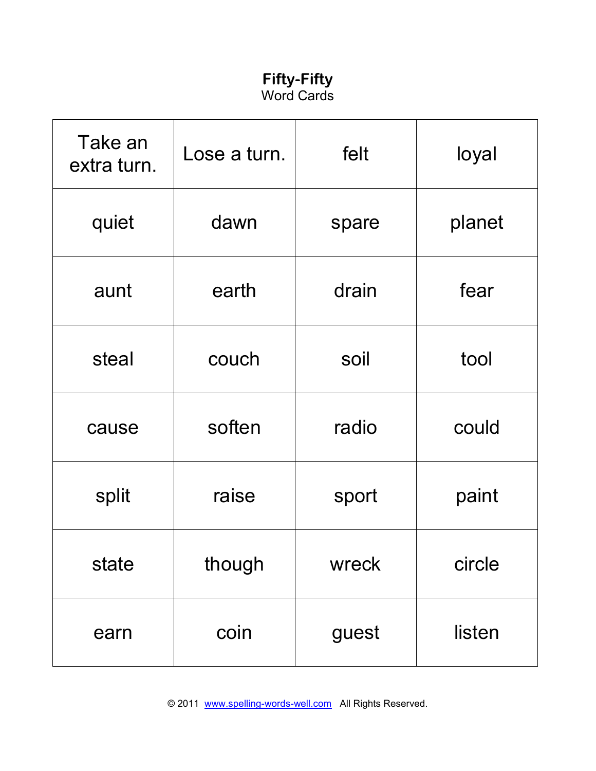**Fifty-Fifty**
Word Cards

| | | | |
|---|---|---|---|
| Take an extra turn. | Lose a turn. | felt | loyal |
| quiet | dawn | spare | planet |
| aunt | earth | drain | fear |
| steal | couch | soil | tool |
| cause | soften | radio | could |
| split | raise | sport | paint |
| state | though | wreck | circle |
| earn | coin | guest | listen |

© 2011 www.spelling-words-well.com All Rights Reserved.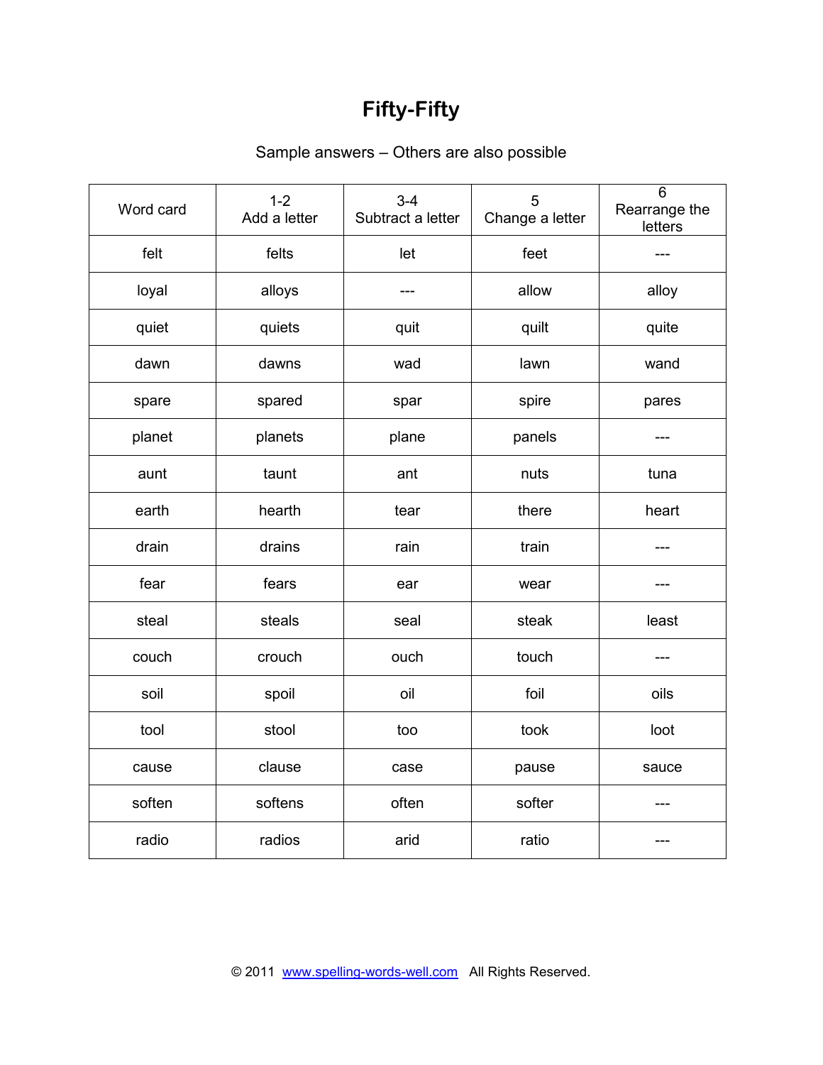# Fifty-Fifty

Sample answers – Others are also possible

| Word card | 1-2 Add a letter | 3-4 Subtract a letter | 5 Change a letter | 6 Rearrange the letters |
|---|---|---|---|---|
| felt | felts | let | feet | --- |
| loyal | alloys | --- | allow | alloy |
| quiet | quiets | quit | quilt | quite |
| dawn | dawns | wad | lawn | wand |
| spare | spared | spar | spire | pares |
| planet | planets | plane | panels | --- |
| aunt | taunt | ant | nuts | tuna |
| earth | hearth | tear | there | heart |
| drain | drains | rain | train | --- |
| fear | fears | ear | wear | --- |
| steal | steals | seal | steak | least |
| couch | crouch | ouch | touch | --- |
| soil | spoil | oil | foil | oils |
| tool | stool | too | took | loot |
| cause | clause | case | pause | sauce |
| soften | softens | often | softer | --- |
| radio | radios | arid | ratio | --- |

© 2011 www.spelling-words-well.com All Rights Reserved.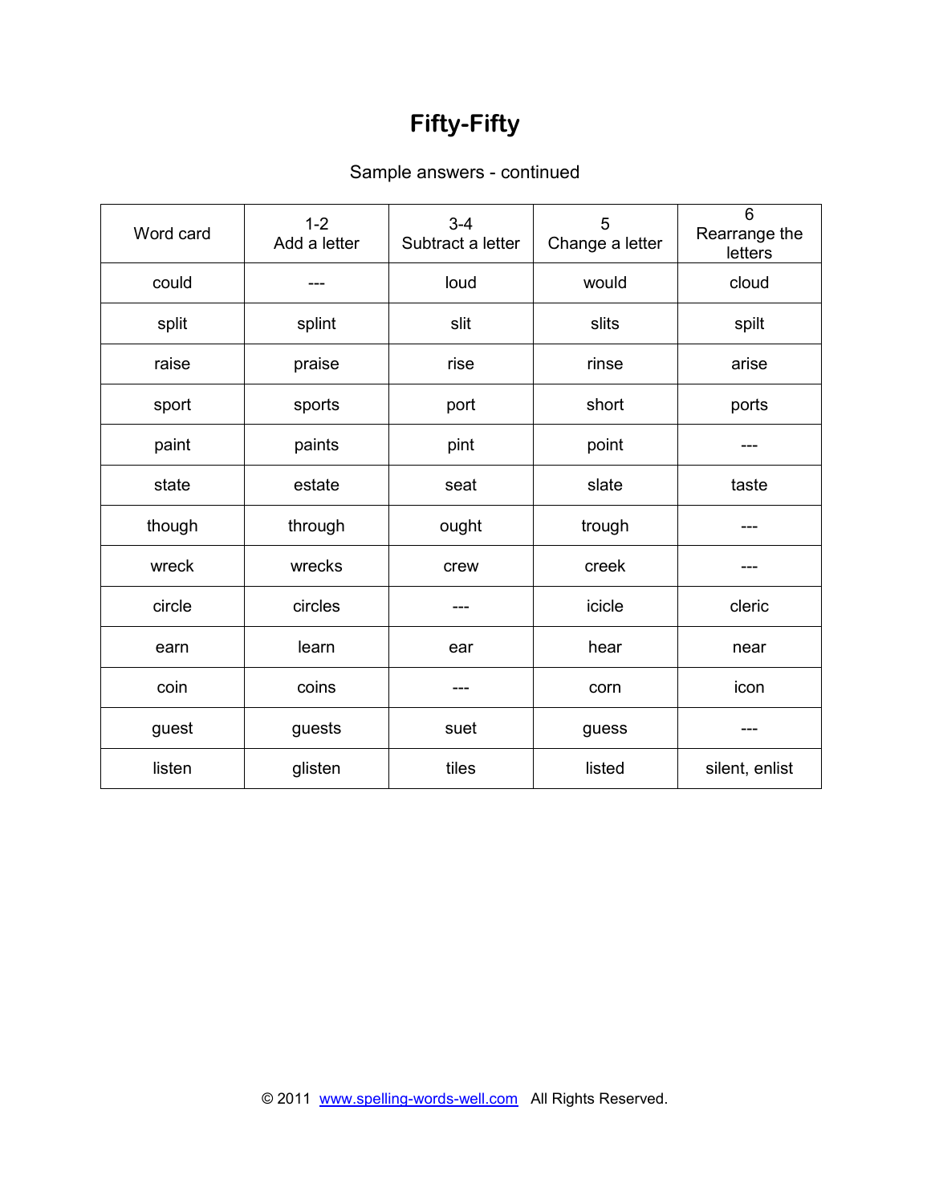# Fifty-Fifty

Sample answers - continued

| Word card | 1-2 Add a letter | 3-4 Subtract a letter | 5 Change a letter | 6 Rearrange the letters |
|---|---|---|---|---|
| could | --- | loud | would | cloud |
| split | splint | slit | slits | spilt |
| raise | praise | rise | rinse | arise |
| sport | sports | port | short | ports |
| paint | paints | pint | point | --- |
| state | estate | seat | slate | taste |
| though | through | ought | trough | --- |
| wreck | wrecks | crew | creek | --- |
| circle | circles | --- | icicle | cleric |
| earn | learn | ear | hear | near |
| coin | coins | --- | corn | icon |
| guest | guests | suet | guess | --- |
| listen | glisten | tiles | listed | silent, enlist |

© 2011 www.spelling-words-well.com All Rights Reserved.